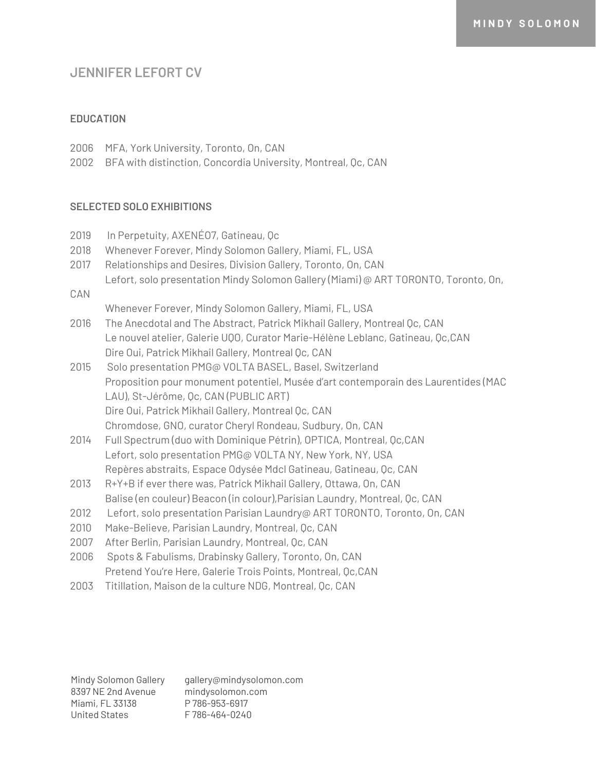# JENNIFER LEFORT CV

## EDUCATION

2006 MFA, York University, Toronto, On, CAN
2002 BFA with distinction, Concordia University, Montreal, Qc, CAN

## SELECTED SOLO EXHIBITIONS

2019 In Perpetuity, AXENÉO7, Gatineau, Qc
2018 Whenever Forever, Mindy Solomon Gallery, Miami, FL, USA
2017 Relationships and Desires, Division Gallery, Toronto, On, CAN
Lefort, solo presentation Mindy Solomon Gallery (Miami) @ ART TORONTO, Toronto, On, CAN
Whenever Forever, Mindy Solomon Gallery, Miami, FL, USA
2016 The Anecdotal and The Abstract, Patrick Mikhail Gallery, Montreal Qc, CAN
Le nouvel atelier, Galerie UQO, Curator Marie-Hélène Leblanc, Gatineau, Qc,CAN
Dire Oui, Patrick Mikhail Gallery, Montreal Qc, CAN
2015 Solo presentation PMG@ VOLTA BASEL, Basel, Switzerland
Proposition pour monument potentiel, Musée d'art contemporain des Laurentides (MAC LAU), St-Jérôme, Qc, CAN (PUBLIC ART)
Dire Oui, Patrick Mikhail Gallery, Montreal Qc, CAN
Chromdose, GNO, curator Cheryl Rondeau, Sudbury, On, CAN
2014 Full Spectrum (duo with Dominique Pétrin), OPTICA, Montreal, Qc,CAN
Lefort, solo presentation PMG@ VOLTA NY, New York, NY, USA
Repères abstraits, Espace Odysée Mdcl Gatineau, Gatineau, Qc, CAN
2013 R+Y+B if ever there was, Patrick Mikhail Gallery, Ottawa, On, CAN
Balise (en couleur) Beacon (in colour),Parisian Laundry, Montreal, Qc, CAN
2012 Lefort, solo presentation Parisian Laundry@ ART TORONTO, Toronto, On, CAN
2010 Make-Believe, Parisian Laundry, Montreal, Qc, CAN
2007 After Berlin, Parisian Laundry, Montreal, Qc, CAN
2006 Spots & Fabulisms, Drabinsky Gallery, Toronto, On, CAN
Pretend You're Here, Galerie Trois Points, Montreal, Qc,CAN
2003 Titillation, Maison de la culture NDG, Montreal, Qc, CAN

Mindy Solomon Gallery
8397 NE 2nd Avenue
Miami, FL 33138
United States

gallery@mindysolomon.com
mindysolomon.com
P 786-953-6917
F 786-464-0240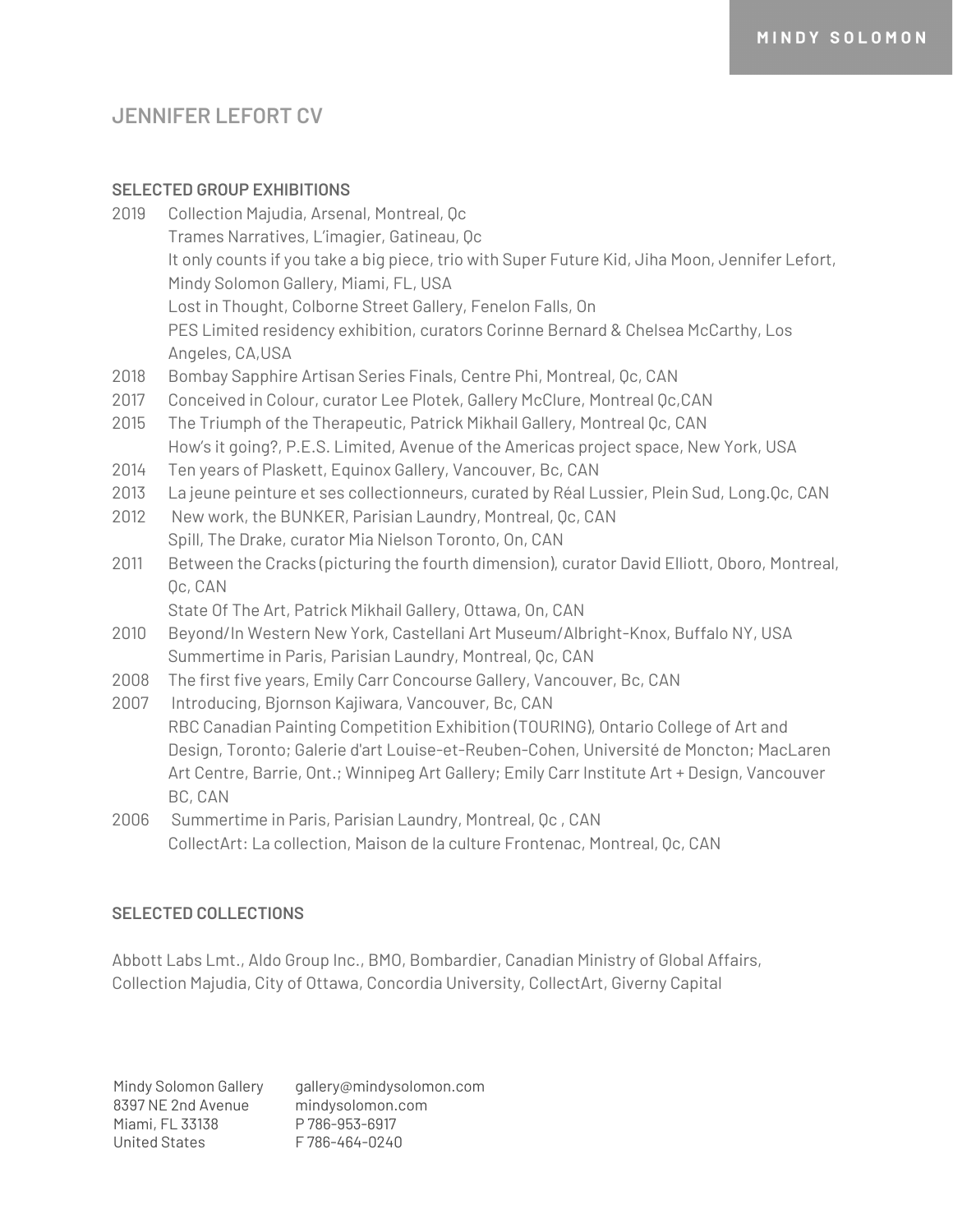## JENNIFER LEFORT CV

### SELECTED GROUP EXHIBITIONS

2019 Collection Majudia, Arsenal, Montreal, Qc
Trames Narratives, L'imagier, Gatineau, Qc
It only counts if you take a big piece, trio with Super Future Kid, Jiha Moon, Jennifer Lefort, Mindy Solomon Gallery, Miami, FL, USA
Lost in Thought, Colborne Street Gallery, Fenelon Falls, On
PES Limited residency exhibition, curators Corinne Bernard & Chelsea McCarthy, Los Angeles, CA,USA

2018 Bombay Sapphire Artisan Series Finals, Centre Phi, Montreal, Qc, CAN

2017 Conceived in Colour, curator Lee Plotek, Gallery McClure, Montreal Qc,CAN

2015 The Triumph of the Therapeutic, Patrick Mikhail Gallery, Montreal Qc, CAN
How's it going?, P.E.S. Limited, Avenue of the Americas project space, New York, USA

2014 Ten years of Plaskett, Equinox Gallery, Vancouver, Bc, CAN

2013 La jeune peinture et ses collectionneurs, curated by Réal Lussier, Plein Sud, Long.Qc, CAN

2012 New work, the BUNKER, Parisian Laundry, Montreal, Qc, CAN
Spill, The Drake, curator Mia Nielson Toronto, On, CAN

2011 Between the Cracks (picturing the fourth dimension), curator David Elliott, Oboro, Montreal, Qc, CAN
State Of The Art, Patrick Mikhail Gallery, Ottawa, On, CAN

2010 Beyond/In Western New York, Castellani Art Museum/Albright-Knox, Buffalo NY, USA
Summertime in Paris, Parisian Laundry, Montreal, Qc, CAN

2008 The first five years, Emily Carr Concourse Gallery, Vancouver, Bc, CAN

2007 Introducing, Bjornson Kajiwara, Vancouver, Bc, CAN
RBC Canadian Painting Competition Exhibition (TOURING), Ontario College of Art and Design, Toronto; Galerie d'art Louise-et-Reuben-Cohen, Université de Moncton; MacLaren Art Centre, Barrie, Ont.; Winnipeg Art Gallery; Emily Carr Institute Art + Design, Vancouver BC, CAN

2006 Summertime in Paris, Parisian Laundry, Montreal, Qc , CAN
CollectArt: La collection, Maison de la culture Frontenac, Montreal, Qc, CAN

### SELECTED COLLECTIONS

Abbott Labs Lmt., Aldo Group Inc., BMO, Bombardier, Canadian Ministry of Global Affairs, Collection Majudia, City of Ottawa, Concordia University, CollectArt, Giverny Capital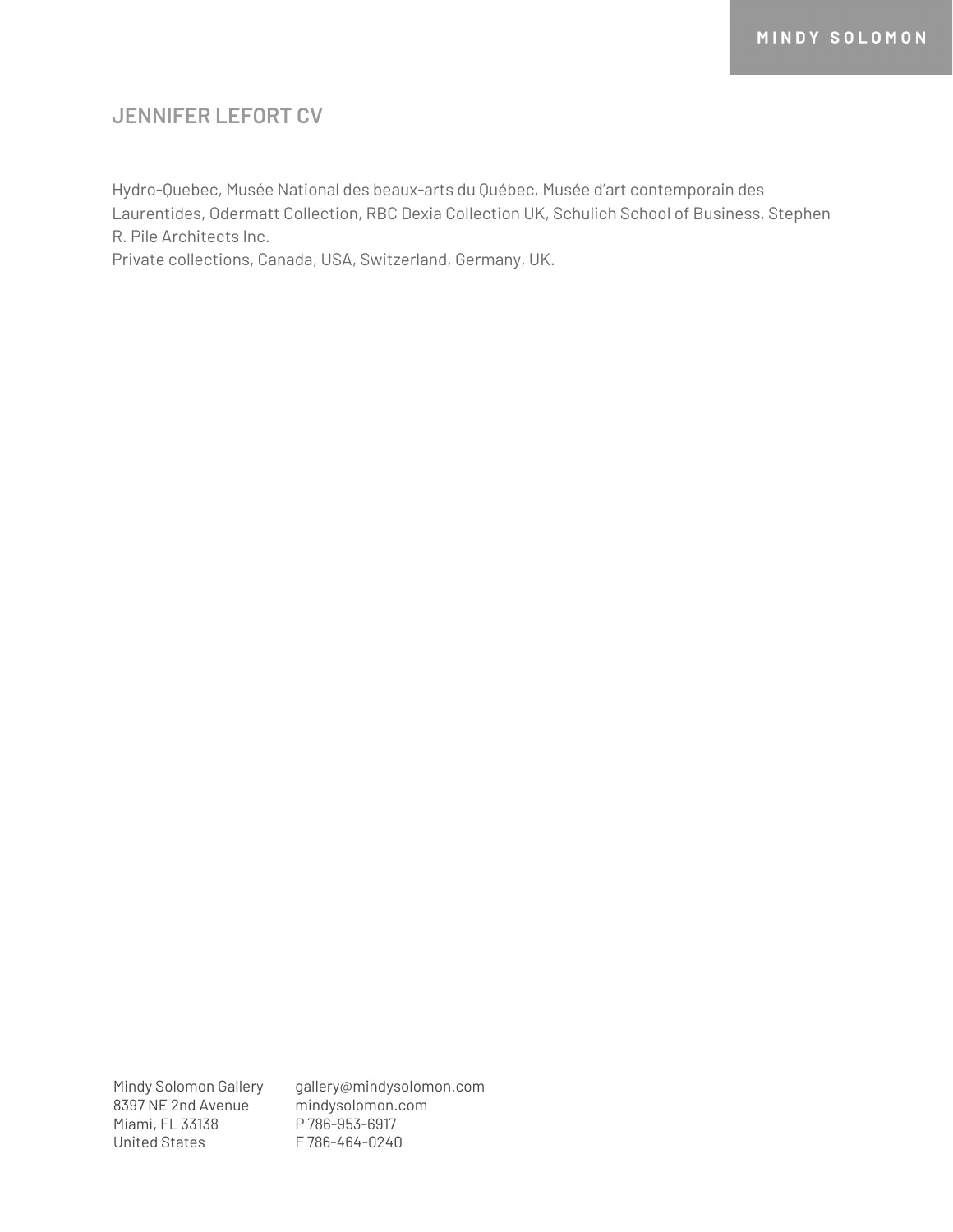## JENNIFER LEFORT CV

Hydro-Quebec, Musée National des beaux-arts du Québec, Musée d'art contemporain des Laurentides, Odermatt Collection, RBC Dexia Collection UK, Schulich School of Business, Stephen R. Pile Architects Inc.
Private collections, Canada, USA, Switzerland, Germany, UK.